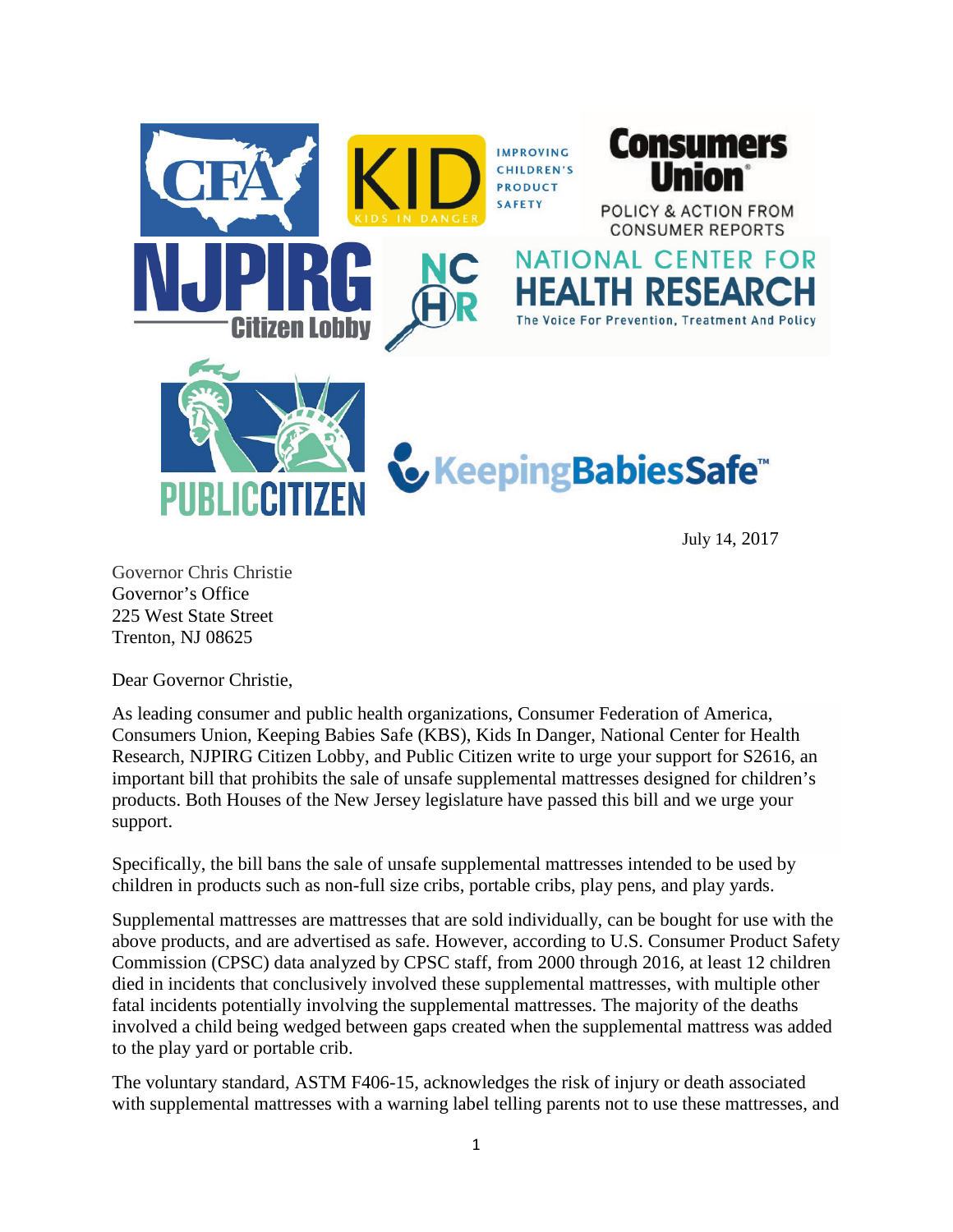July 14, 2017

Governor Chris Christie
Governor's Office
225 West State Street
Trenton, NJ 08625

Dear Governor Christie,

As leading consumer and public health organizations, Consumer Federation of America, Consumers Union, Keeping Babies Safe (KBS), Kids In Danger, National Center for Health Research, NJPIRG Citizen Lobby, and Public Citizen write to urge your support for S2616, an important bill that prohibits the sale of unsafe supplemental mattresses designed for children's products. Both Houses of the New Jersey legislature have passed this bill and we urge your support.

Specifically, the bill bans the sale of unsafe supplemental mattresses intended to be used by children in products such as non-full size cribs, portable cribs, play pens, and play yards.

Supplemental mattresses are mattresses that are sold individually, can be bought for use with the above products, and are advertised as safe. However, according to U.S. Consumer Product Safety Commission (CPSC) data analyzed by CPSC staff, from 2000 through 2016, at least 12 children died in incidents that conclusively involved these supplemental mattresses, with multiple other fatal incidents potentially involving the supplemental mattresses. The majority of the deaths involved a child being wedged between gaps created when the supplemental mattress was added to the play yard or portable crib.

The voluntary standard, ASTM F406-15, acknowledges the risk of injury or death associated with supplemental mattresses with a warning label telling parents not to use these mattresses, and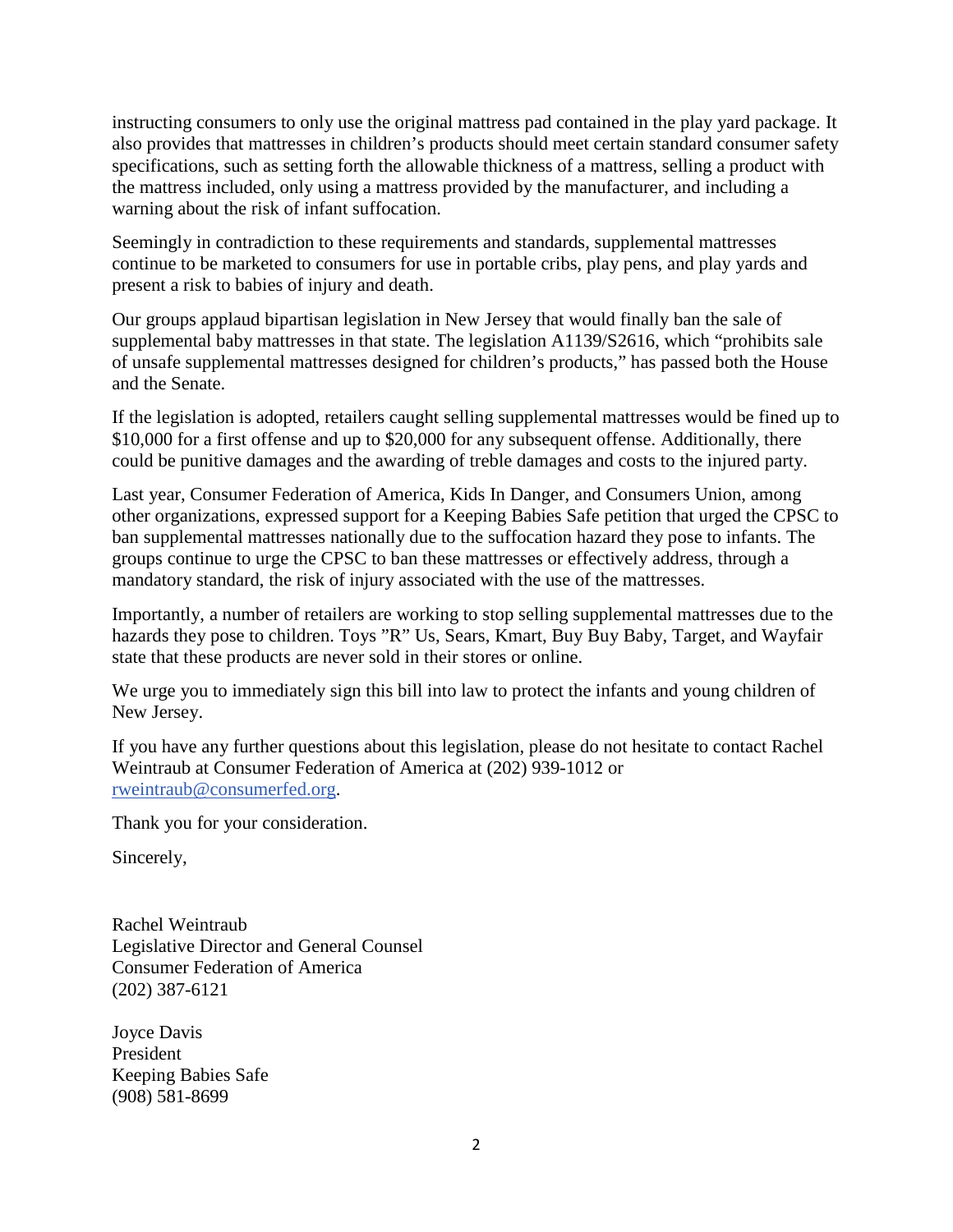instructing consumers to only use the original mattress pad contained in the play yard package. It also provides that mattresses in children's products should meet certain standard consumer safety specifications, such as setting forth the allowable thickness of a mattress, selling a product with the mattress included, only using a mattress provided by the manufacturer, and including a warning about the risk of infant suffocation.

Seemingly in contradiction to these requirements and standards, supplemental mattresses continue to be marketed to consumers for use in portable cribs, play pens, and play yards and present a risk to babies of injury and death.

Our groups applaud bipartisan legislation in New Jersey that would finally ban the sale of supplemental baby mattresses in that state. The legislation A1139/S2616, which "prohibits sale of unsafe supplemental mattresses designed for children's products," has passed both the House and the Senate.

If the legislation is adopted, retailers caught selling supplemental mattresses would be fined up to $10,000 for a first offense and up to $20,000 for any subsequent offense. Additionally, there could be punitive damages and the awarding of treble damages and costs to the injured party.

Last year, Consumer Federation of America, Kids In Danger, and Consumers Union, among other organizations, expressed support for a Keeping Babies Safe petition that urged the CPSC to ban supplemental mattresses nationally due to the suffocation hazard they pose to infants. The groups continue to urge the CPSC to ban these mattresses or effectively address, through a mandatory standard, the risk of injury associated with the use of the mattresses.

Importantly, a number of retailers are working to stop selling supplemental mattresses due to the hazards they pose to children. Toys "R" Us, Sears, Kmart, Buy Buy Baby, Target, and Wayfair state that these products are never sold in their stores or online.

We urge you to immediately sign this bill into law to protect the infants and young children of New Jersey.

If you have any further questions about this legislation, please do not hesitate to contact Rachel Weintraub at Consumer Federation of America at (202) 939-1012 or rweintraub@consumerfed.org.

Thank you for your consideration.

Sincerely,

Rachel Weintraub
Legislative Director and General Counsel
Consumer Federation of America
(202) 387-6121

Joyce Davis
President
Keeping Babies Safe
(908) 581-8699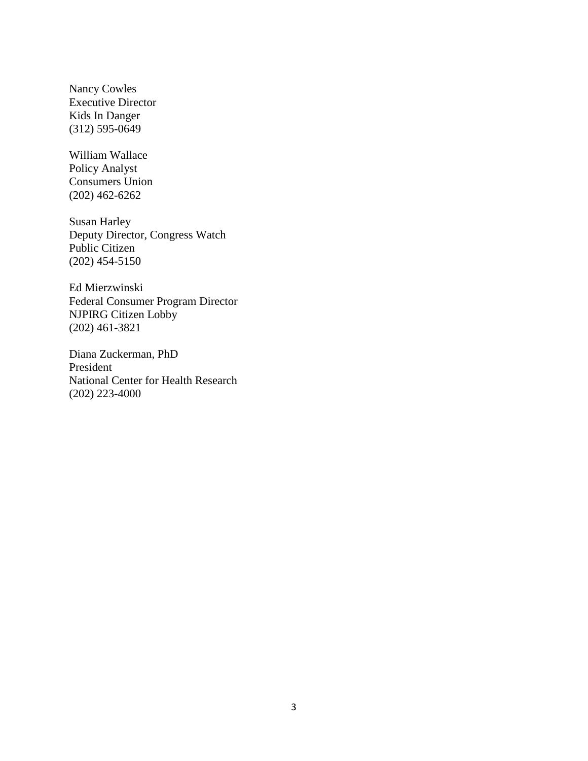Nancy Cowles
Executive Director
Kids In Danger
(312) 595-0649

William Wallace
Policy Analyst
Consumers Union
(202) 462-6262

Susan Harley
Deputy Director, Congress Watch
Public Citizen
(202) 454-5150

Ed Mierzwinski
Federal Consumer Program Director
NJPIRG Citizen Lobby
(202) 461-3821

Diana Zuckerman, PhD
President
National Center for Health Research
(202) 223-4000